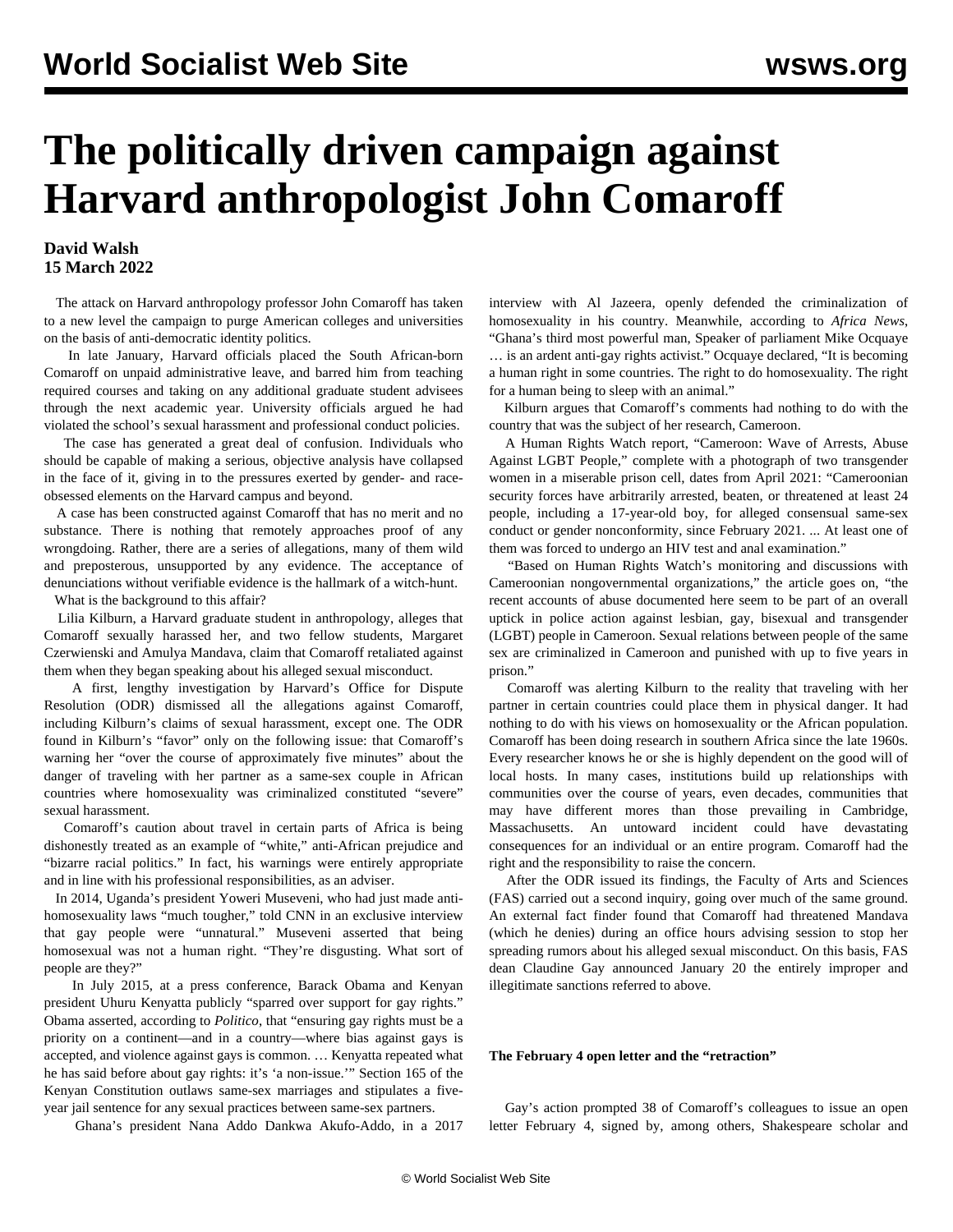# The politically driven campaign against Harvard anthropologist John Comaroff

**David Walsh**
**15 March 2022**

The attack on Harvard anthropology professor John Comaroff has taken to a new level the campaign to purge American colleges and universities on the basis of anti-democratic identity politics.

In late January, Harvard officials placed the South African-born Comaroff on unpaid administrative leave, and barred him from teaching required courses and taking on any additional graduate student advisees through the next academic year. University officials argued he had violated the school's sexual harassment and professional conduct policies.

The case has generated a great deal of confusion. Individuals who should be capable of making a serious, objective analysis have collapsed in the face of it, giving in to the pressures exerted by gender- and race-obsessed elements on the Harvard campus and beyond.

A case has been constructed against Comaroff that has no merit and no substance. There is nothing that remotely approaches proof of any wrongdoing. Rather, there are a series of allegations, many of them wild and preposterous, unsupported by any evidence. The acceptance of denunciations without verifiable evidence is the hallmark of a witch-hunt.

What is the background to this affair?

Lilia Kilburn, a Harvard graduate student in anthropology, alleges that Comaroff sexually harassed her, and two fellow students, Margaret Czerwienski and Amulya Mandava, claim that Comaroff retaliated against them when they began speaking about his alleged sexual misconduct.

A first, lengthy investigation by Harvard's Office for Dispute Resolution (ODR) dismissed all the allegations against Comaroff, including Kilburn's claims of sexual harassment, except one. The ODR found in Kilburn's "favor" only on the following issue: that Comaroff's warning her "over the course of approximately five minutes" about the danger of traveling with her partner as a same-sex couple in African countries where homosexuality was criminalized constituted "severe" sexual harassment.

Comaroff's caution about travel in certain parts of Africa is being dishonestly treated as an example of "white," anti-African prejudice and "bizarre racial politics." In fact, his warnings were entirely appropriate and in line with his professional responsibilities, as an adviser.

In 2014, Uganda's president Yoweri Museveni, who had just made anti-homosexuality laws "much tougher," told CNN in an exclusive interview that gay people were "unnatural." Museveni asserted that being homosexual was not a human right. "They're disgusting. What sort of people are they?"

In July 2015, at a press conference, Barack Obama and Kenyan president Uhuru Kenyatta publicly "sparred over support for gay rights." Obama asserted, according to *Politico*, that "ensuring gay rights must be a priority on a continent—and in a country—where bias against gays is accepted, and violence against gays is common. … Kenyatta repeated what he has said before about gay rights: it's 'a non-issue.'" Section 165 of the Kenyan Constitution outlaws same-sex marriages and stipulates a five-year jail sentence for any sexual practices between same-sex partners.

Ghana's president Nana Addo Dankwa Akufo-Addo, in a 2017 interview with Al Jazeera, openly defended the criminalization of homosexuality in his country. Meanwhile, according to *Africa News*, "Ghana's third most powerful man, Speaker of parliament Mike Ocquaye … is an ardent anti-gay rights activist." Ocquaye declared, "It is becoming a human right in some countries. The right to do homosexuality. The right for a human being to sleep with an animal."

Kilburn argues that Comaroff's comments had nothing to do with the country that was the subject of her research, Cameroon.

A Human Rights Watch report, "Cameroon: Wave of Arrests, Abuse Against LGBT People," complete with a photograph of two transgender women in a miserable prison cell, dates from April 2021: "Cameroonian security forces have arbitrarily arrested, beaten, or threatened at least 24 people, including a 17-year-old boy, for alleged consensual same-sex conduct or gender nonconformity, since February 2021. ... At least one of them was forced to undergo an HIV test and anal examination."

"Based on Human Rights Watch's monitoring and discussions with Cameroonian nongovernmental organizations," the article goes on, "the recent accounts of abuse documented here seem to be part of an overall uptick in police action against lesbian, gay, bisexual and transgender (LGBT) people in Cameroon. Sexual relations between people of the same sex are criminalized in Cameroon and punished with up to five years in prison."

Comaroff was alerting Kilburn to the reality that traveling with her partner in certain countries could place them in physical danger. It had nothing to do with his views on homosexuality or the African population. Comaroff has been doing research in southern Africa since the late 1960s. Every researcher knows he or she is highly dependent on the good will of local hosts. In many cases, institutions build up relationships with communities over the course of years, even decades, communities that may have different mores than those prevailing in Cambridge, Massachusetts. An untoward incident could have devastating consequences for an individual or an entire program. Comaroff had the right and the responsibility to raise the concern.

After the ODR issued its findings, the Faculty of Arts and Sciences (FAS) carried out a second inquiry, going over much of the same ground. An external fact finder found that Comaroff had threatened Mandava (which he denies) during an office hours advising session to stop her spreading rumors about his alleged sexual misconduct. On this basis, FAS dean Claudine Gay announced January 20 the entirely improper and illegitimate sanctions referred to above.

**The February 4 open letter and the "retraction"**

Gay's action prompted 38 of Comaroff's colleagues to issue an open letter February 4, signed by, among others, Shakespeare scholar and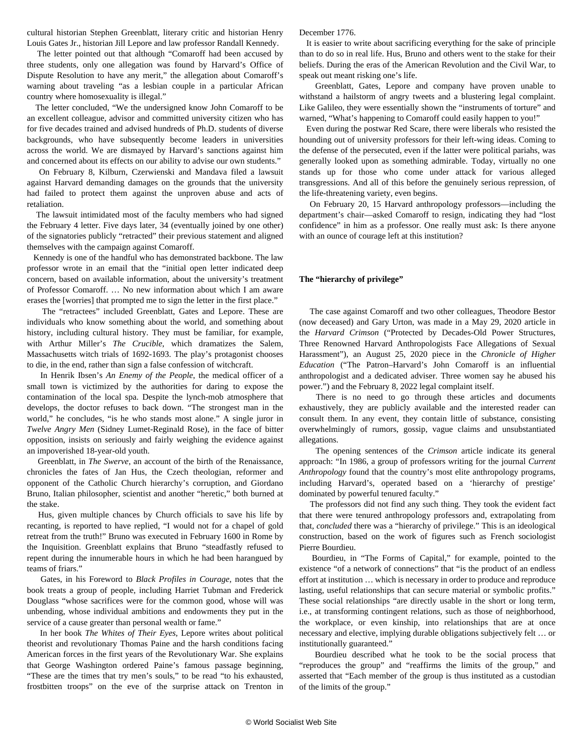cultural historian Stephen Greenblatt, literary critic and historian Henry Louis Gates Jr., historian Jill Lepore and law professor Randall Kennedy.

The letter pointed out that although "Comaroff had been accused by three students, only one allegation was found by Harvard's Office of Dispute Resolution to have any merit," the allegation about Comaroff's warning about traveling "as a lesbian couple in a particular African country where homosexuality is illegal."

The letter concluded, "We the undersigned know John Comaroff to be an excellent colleague, advisor and committed university citizen who has for five decades trained and advised hundreds of Ph.D. students of diverse backgrounds, who have subsequently become leaders in universities across the world. We are dismayed by Harvard's sanctions against him and concerned about its effects on our ability to advise our own students."

On February 8, Kilburn, Czerwienski and Mandava filed a lawsuit against Harvard demanding damages on the grounds that the university had failed to protect them against the unproven abuse and acts of retaliation.

The lawsuit intimidated most of the faculty members who had signed the February 4 letter. Five days later, 34 (eventually joined by one other) of the signatories publicly "retracted" their previous statement and aligned themselves with the campaign against Comaroff.

Kennedy is one of the handful who has demonstrated backbone. The law professor wrote in an email that the "initial open letter indicated deep concern, based on available information, about the university's treatment of Professor Comaroff. … No new information about which I am aware erases the [worries] that prompted me to sign the letter in the first place."

The "retractees" included Greenblatt, Gates and Lepore. These are individuals who know something about the world, and something about history, including cultural history. They must be familiar, for example, with Arthur Miller's *The Crucible*, which dramatizes the Salem, Massachusetts witch trials of 1692-1693. The play's protagonist chooses to die, in the end, rather than sign a false confession of witchcraft.

In Henrik Ibsen's *An Enemy of the People*, the medical officer of a small town is victimized by the authorities for daring to expose the contamination of the local spa. Despite the lynch-mob atmosphere that develops, the doctor refuses to back down. "The strongest man in the world," he concludes, "is he who stands most alone." A single juror in *Twelve Angry Men* (Sidney Lumet-Reginald Rose), in the face of bitter opposition, insists on seriously and fairly weighing the evidence against an impoverished 18-year-old youth.

Greenblatt, in *The Swerve*, an account of the birth of the Renaissance, chronicles the fates of Jan Hus, the Czech theologian, reformer and opponent of the Catholic Church hierarchy's corruption, and Giordano Bruno, Italian philosopher, scientist and another "heretic," both burned at the stake.

Hus, given multiple chances by Church officials to save his life by recanting, is reported to have replied, "I would not for a chapel of gold retreat from the truth!" Bruno was executed in February 1600 in Rome by the Inquisition. Greenblatt explains that Bruno "steadfastly refused to repent during the innumerable hours in which he had been harangued by teams of friars."

Gates, in his Foreword to *Black Profiles in Courage*, notes that the book treats a group of people, including Harriet Tubman and Frederick Douglass "whose sacrifices were for the common good, whose will was unbending, whose individual ambitions and endowments they put in the service of a cause greater than personal wealth or fame."

In her book *The Whites of Their Eyes*, Lepore writes about political theorist and revolutionary Thomas Paine and the harsh conditions facing American forces in the first years of the Revolutionary War. She explains that George Washington ordered Paine's famous passage beginning, "These are the times that try men's souls," to be read "to his exhausted, frostbitten troops" on the eve of the surprise attack on Trenton in December 1776.

It is easier to write about sacrificing everything for the sake of principle than to do so in real life. Hus, Bruno and others went to the stake for their beliefs. During the eras of the American Revolution and the Civil War, to speak out meant risking one's life.

Greenblatt, Gates, Lepore and company have proven unable to withstand a hailstorm of angry tweets and a blustering legal complaint. Like Galileo, they were essentially shown the "instruments of torture" and warned, "What's happening to Comaroff could easily happen to you!"

Even during the postwar Red Scare, there were liberals who resisted the hounding out of university professors for their left-wing ideas. Coming to the defense of the persecuted, even if the latter were political pariahs, was generally looked upon as something admirable. Today, virtually no one stands up for those who come under attack for various alleged transgressions. And all of this before the genuinely serious repression, of the life-threatening variety, even begins.

On February 20, 15 Harvard anthropology professors—including the department's chair—asked Comaroff to resign, indicating they had "lost confidence" in him as a professor. One really must ask: Is there anyone with an ounce of courage left at this institution?

### The "hierarchy of privilege"

The case against Comaroff and two other colleagues, Theodore Bestor (now deceased) and Gary Urton, was made in a May 29, 2020 article in the *Harvard Crimson* ("Protected by Decades-Old Power Structures, Three Renowned Harvard Anthropologists Face Allegations of Sexual Harassment"), an August 25, 2020 piece in the *Chronicle of Higher Education* ("The Patron–Harvard's John Comaroff is an influential anthropologist and a dedicated adviser. Three women say he abused his power.") and the February 8, 2022 legal complaint itself.

There is no need to go through these articles and documents exhaustively, they are publicly available and the interested reader can consult them. In any event, they contain little of substance, consisting overwhelmingly of rumors, gossip, vague claims and unsubstantiated allegations.

The opening sentences of the *Crimson* article indicate its general approach: "In 1986, a group of professors writing for the journal *Current Anthropology* found that the country's most elite anthropology programs, including Harvard's, operated based on a 'hierarchy of prestige' dominated by powerful tenured faculty."

The professors did not find any such thing. They took the evident fact that there were tenured anthropology professors and, extrapolating from that, *concluded* there was a "hierarchy of privilege." This is an ideological construction, based on the work of figures such as French sociologist Pierre Bourdieu.

Bourdieu, in "The Forms of Capital," for example, pointed to the existence "of a network of connections" that "is the product of an endless effort at institution … which is necessary in order to produce and reproduce lasting, useful relationships that can secure material or symbolic profits." These social relationships "are directly usable in the short or long term, i.e., at transforming contingent relations, such as those of neighborhood, the workplace, or even kinship, into relationships that are at once necessary and elective, implying durable obligations subjectively felt … or institutionally guaranteed."

Bourdieu described what he took to be the social process that "reproduces the group" and "reaffirms the limits of the group," and asserted that "Each member of the group is thus instituted as a custodian of the limits of the group."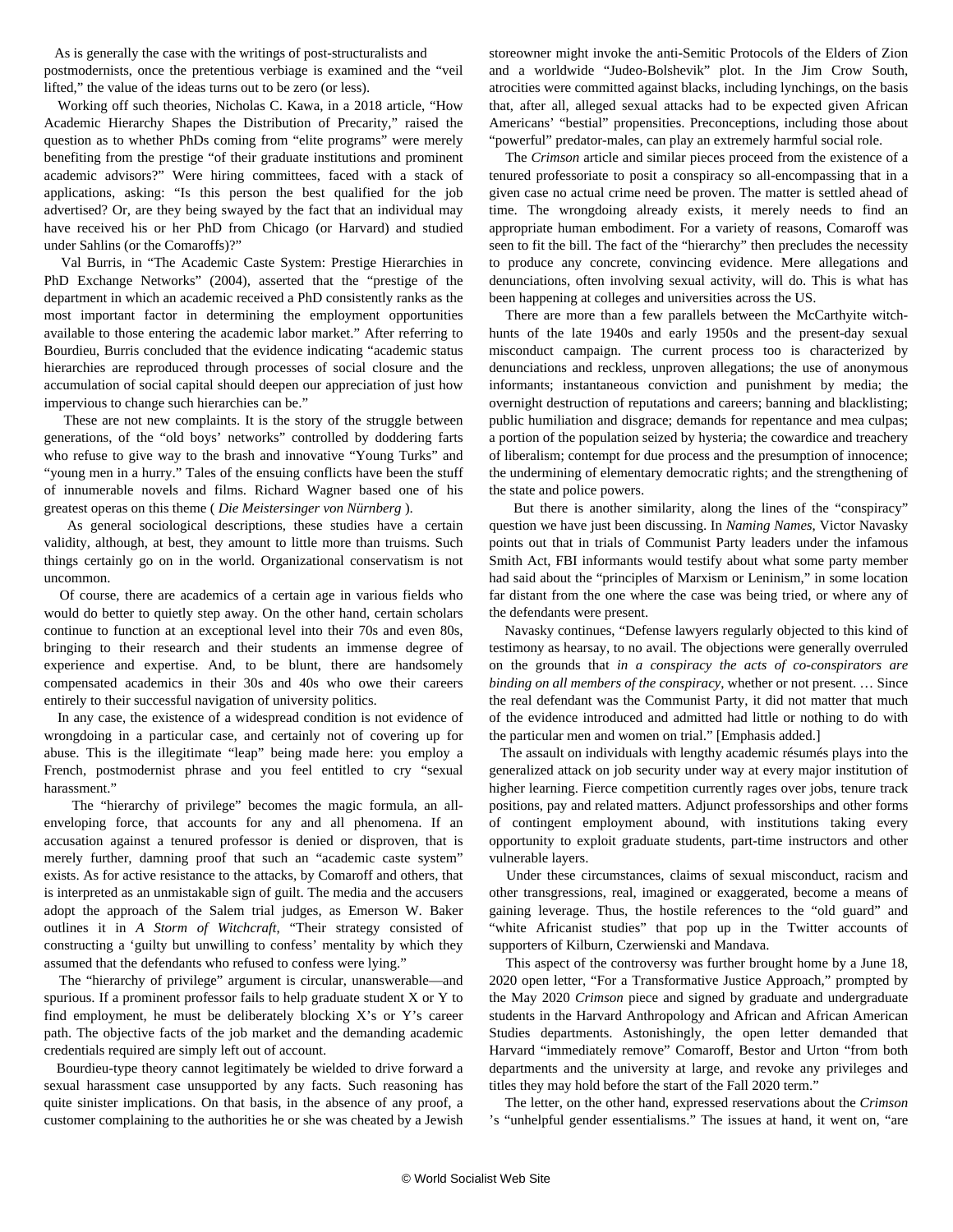As is generally the case with the writings of post-structuralists and postmodernists, once the pretentious verbiage is examined and the "veil lifted," the value of the ideas turns out to be zero (or less).

Working off such theories, Nicholas C. Kawa, in a 2018 article, "How Academic Hierarchy Shapes the Distribution of Precarity," raised the question as to whether PhDs coming from "elite programs" were merely benefiting from the prestige "of their graduate institutions and prominent academic advisors?" Were hiring committees, faced with a stack of applications, asking: "Is this person the best qualified for the job advertised? Or, are they being swayed by the fact that an individual may have received his or her PhD from Chicago (or Harvard) and studied under Sahlins (or the Comaroffs)?"

Val Burris, in "The Academic Caste System: Prestige Hierarchies in PhD Exchange Networks" (2004), asserted that the "prestige of the department in which an academic received a PhD consistently ranks as the most important factor in determining the employment opportunities available to those entering the academic labor market." After referring to Bourdieu, Burris concluded that the evidence indicating "academic status hierarchies are reproduced through processes of social closure and the accumulation of social capital should deepen our appreciation of just how impervious to change such hierarchies can be."

These are not new complaints. It is the story of the struggle between generations, of the "old boys' networks" controlled by doddering farts who refuse to give way to the brash and innovative "Young Turks" and "young men in a hurry." Tales of the ensuing conflicts have been the stuff of innumerable novels and films. Richard Wagner based one of his greatest operas on this theme ( *Die Meistersinger von Nürnberg* ).

As general sociological descriptions, these studies have a certain validity, although, at best, they amount to little more than truisms. Such things certainly go on in the world. Organizational conservatism is not uncommon.

Of course, there are academics of a certain age in various fields who would do better to quietly step away. On the other hand, certain scholars continue to function at an exceptional level into their 70s and even 80s, bringing to their research and their students an immense degree of experience and expertise. And, to be blunt, there are handsomely compensated academics in their 30s and 40s who owe their careers entirely to their successful navigation of university politics.

In any case, the existence of a widespread condition is not evidence of wrongdoing in a particular case, and certainly not of covering up for abuse. This is the illegitimate "leap" being made here: you employ a French, postmodernist phrase and you feel entitled to cry "sexual harassment."

The "hierarchy of privilege" becomes the magic formula, an all-enveloping force, that accounts for any and all phenomena. If an accusation against a tenured professor is denied or disproven, that is merely further, damning proof that such an "academic caste system" exists. As for active resistance to the attacks, by Comaroff and others, that is interpreted as an unmistakable sign of guilt. The media and the accusers adopt the approach of the Salem trial judges, as Emerson W. Baker outlines it in *A Storm of Witchcraft*, "Their strategy consisted of constructing a 'guilty but unwilling to confess' mentality by which they assumed that the defendants who refused to confess were lying."

The "hierarchy of privilege" argument is circular, unanswerable—and spurious. If a prominent professor fails to help graduate student X or Y to find employment, he must be deliberately blocking X's or Y's career path. The objective facts of the job market and the demanding academic credentials required are simply left out of account.

Bourdieu-type theory cannot legitimately be wielded to drive forward a sexual harassment case unsupported by any facts. Such reasoning has quite sinister implications. On that basis, in the absence of any proof, a customer complaining to the authorities he or she was cheated by a Jewish storeowner might invoke the anti-Semitic Protocols of the Elders of Zion and a worldwide "Judeo-Bolshevik" plot. In the Jim Crow South, atrocities were committed against blacks, including lynchings, on the basis that, after all, alleged sexual attacks had to be expected given African Americans' "bestial" propensities. Preconceptions, including those about "powerful" predator-males, can play an extremely harmful social role.

The *Crimson* article and similar pieces proceed from the existence of a tenured professoriate to posit a conspiracy so all-encompassing that in a given case no actual crime need be proven. The matter is settled ahead of time. The wrongdoing already exists, it merely needs to find an appropriate human embodiment. For a variety of reasons, Comaroff was seen to fit the bill. The fact of the "hierarchy" then precludes the necessity to produce any concrete, convincing evidence. Mere allegations and denunciations, often involving sexual activity, will do. This is what has been happening at colleges and universities across the US.

There are more than a few parallels between the McCarthyite witch-hunts of the late 1940s and early 1950s and the present-day sexual misconduct campaign. The current process too is characterized by denunciations and reckless, unproven allegations; the use of anonymous informants; instantaneous conviction and punishment by media; the overnight destruction of reputations and careers; banning and blacklisting; public humiliation and disgrace; demands for repentance and mea culpas; a portion of the population seized by hysteria; the cowardice and treachery of liberalism; contempt for due process and the presumption of innocence; the undermining of elementary democratic rights; and the strengthening of the state and police powers.

But there is another similarity, along the lines of the "conspiracy" question we have just been discussing. In *Naming Names*, Victor Navasky points out that in trials of Communist Party leaders under the infamous Smith Act, FBI informants would testify about what some party member had said about the "principles of Marxism or Leninism," in some location far distant from the one where the case was being tried, or where any of the defendants were present.

Navasky continues, "Defense lawyers regularly objected to this kind of testimony as hearsay, to no avail. The objections were generally overruled on the grounds that *in a conspiracy the acts of co-conspirators are binding on all members of the conspiracy*, whether or not present. … Since the real defendant was the Communist Party, it did not matter that much of the evidence introduced and admitted had little or nothing to do with the particular men and women on trial." [Emphasis added.]

The assault on individuals with lengthy academic résumés plays into the generalized attack on job security under way at every major institution of higher learning. Fierce competition currently rages over jobs, tenure track positions, pay and related matters. Adjunct professorships and other forms of contingent employment abound, with institutions taking every opportunity to exploit graduate students, part-time instructors and other vulnerable layers.

Under these circumstances, claims of sexual misconduct, racism and other transgressions, real, imagined or exaggerated, become a means of gaining leverage. Thus, the hostile references to the "old guard" and "white Africanist studies" that pop up in the Twitter accounts of supporters of Kilburn, Czerwienski and Mandava.

This aspect of the controversy was further brought home by a June 18, 2020 open letter, "For a Transformative Justice Approach," prompted by the May 2020 *Crimson* piece and signed by graduate and undergraduate students in the Harvard Anthropology and African and African American Studies departments. Astonishingly, the open letter demanded that Harvard "immediately remove" Comaroff, Bestor and Urton "from both departments and the university at large, and revoke any privileges and titles they may hold before the start of the Fall 2020 term."

The letter, on the other hand, expressed reservations about the *Crimson* 's "unhelpful gender essentialisms." The issues at hand, it went on, "are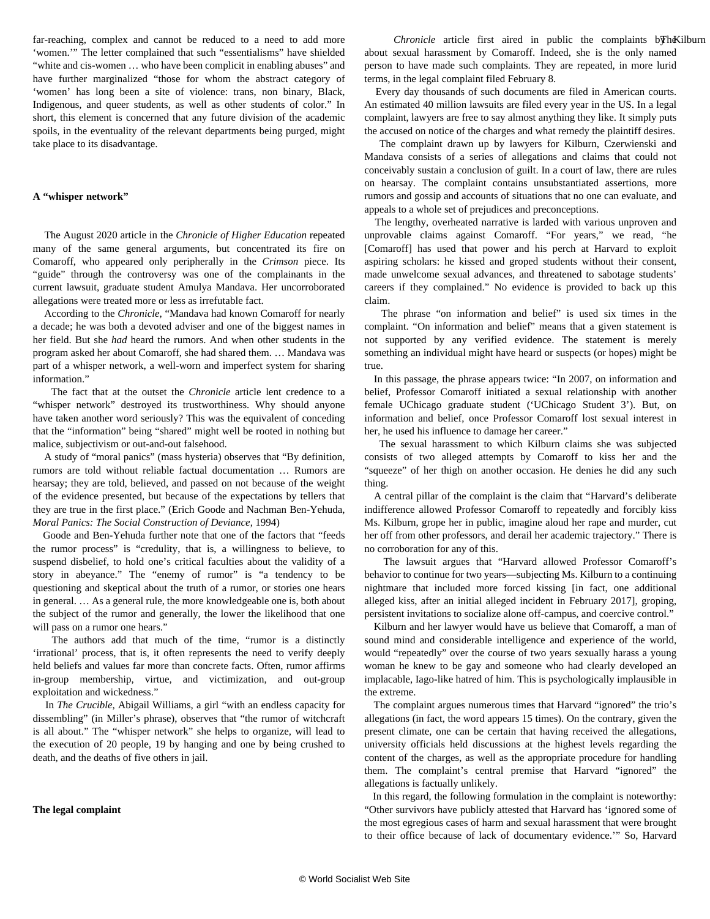far-reaching, complex and cannot be reduced to a need to add more 'women.'" The letter complained that such "essentialisms" have shielded "white and cis-women … who have been complicit in enabling abuses" and have further marginalized "those for whom the abstract category of 'women' has long been a site of violence: trans, non binary, Black, Indigenous, and queer students, as well as other students of color." In short, this element is concerned that any future division of the academic spoils, in the eventuality of the relevant departments being purged, might take place to its disadvantage.

**A "whisper network"**

The August 2020 article in the *Chronicle of Higher Education* repeated many of the same general arguments, but concentrated its fire on Comaroff, who appeared only peripherally in the *Crimson* piece. Its "guide" through the controversy was one of the complainants in the current lawsuit, graduate student Amulya Mandava. Her uncorroborated allegations were treated more or less as irrefutable fact.

According to the *Chronicle*, "Mandava had known Comaroff for nearly a decade; he was both a devoted adviser and one of the biggest names in her field. But she *had* heard the rumors. And when other students in the program asked her about Comaroff, she had shared them. … Mandava was part of a whisper network, a well-worn and imperfect system for sharing information."

The fact that at the outset the *Chronicle* article lent credence to a "whisper network" destroyed its trustworthiness. Why should anyone have taken another word seriously? This was the equivalent of conceding that the "information" being "shared" might well be rooted in nothing but malice, subjectivism or out-and-out falsehood.

A study of "moral panics" (mass hysteria) observes that "By definition, rumors are told without reliable factual documentation … Rumors are hearsay; they are told, believed, and passed on not because of the weight of the evidence presented, but because of the expectations by tellers that they are true in the first place." (Erich Goode and Nachman Ben-Yehuda, *Moral Panics: The Social Construction of Deviance*, 1994)

Goode and Ben-Yehuda further note that one of the factors that "feeds the rumor process" is "credulity, that is, a willingness to believe, to suspend disbelief, to hold one's critical faculties about the validity of a story in abeyance." The "enemy of rumor" is "a tendency to be questioning and skeptical about the truth of a rumor, or stories one hears in general. … As a general rule, the more knowledgeable one is, both about the subject of the rumor and generally, the lower the likelihood that one will pass on a rumor one hears."

The authors add that much of the time, "rumor is a distinctly 'irrational' process, that is, it often represents the need to verify deeply held beliefs and values far more than concrete facts. Often, rumor affirms in-group membership, virtue, and victimization, and out-group exploitation and wickedness."

In *The Crucible*, Abigail Williams, a girl "with an endless capacity for dissembling" (in Miller's phrase), observes that "the rumor of witchcraft is all about." The "whisper network" she helps to organize, will lead to the execution of 20 people, 19 by hanging and one by being crushed to death, and the deaths of five others in jail.

**The legal complaint**

The *Chronicle* article first aired in public the complaints by Kilburn about sexual harassment by Comaroff. Indeed, she is the only named person to have made such complaints. They are repeated, in more lurid terms, in the legal complaint filed February 8.

Every day thousands of such documents are filed in American courts. An estimated 40 million lawsuits are filed every year in the US. In a legal complaint, lawyers are free to say almost anything they like. It simply puts the accused on notice of the charges and what remedy the plaintiff desires.

The complaint drawn up by lawyers for Kilburn, Czerwienski and Mandava consists of a series of allegations and claims that could not conceivably sustain a conclusion of guilt. In a court of law, there are rules on hearsay. The complaint contains unsubstantiated assertions, more rumors and gossip and accounts of situations that no one can evaluate, and appeals to a whole set of prejudices and preconceptions.

The lengthy, overheated narrative is larded with various unproven and unprovable claims against Comaroff. "For years," we read, "he [Comaroff] has used that power and his perch at Harvard to exploit aspiring scholars: he kissed and groped students without their consent, made unwelcome sexual advances, and threatened to sabotage students' careers if they complained." No evidence is provided to back up this claim.

The phrase "on information and belief" is used six times in the complaint. "On information and belief" means that a given statement is not supported by any verified evidence. The statement is merely something an individual might have heard or suspects (or hopes) might be true.

In this passage, the phrase appears twice: "In 2007, on information and belief, Professor Comaroff initiated a sexual relationship with another female UChicago graduate student ('UChicago Student 3'). But, on information and belief, once Professor Comaroff lost sexual interest in her, he used his influence to damage her career."

The sexual harassment to which Kilburn claims she was subjected consists of two alleged attempts by Comaroff to kiss her and the "squeeze" of her thigh on another occasion. He denies he did any such thing.

A central pillar of the complaint is the claim that "Harvard's deliberate indifference allowed Professor Comaroff to repeatedly and forcibly kiss Ms. Kilburn, grope her in public, imagine aloud her rape and murder, cut her off from other professors, and derail her academic trajectory." There is no corroboration for any of this.

The lawsuit argues that "Harvard allowed Professor Comaroff's behavior to continue for two years—subjecting Ms. Kilburn to a continuing nightmare that included more forced kissing [in fact, one additional alleged kiss, after an initial alleged incident in February 2017], groping, persistent invitations to socialize alone off-campus, and coercive control."

Kilburn and her lawyer would have us believe that Comaroff, a man of sound mind and considerable intelligence and experience of the world, would "repeatedly" over the course of two years sexually harass a young woman he knew to be gay and someone who had clearly developed an implacable, Iago-like hatred of him. This is psychologically implausible in the extreme.

The complaint argues numerous times that Harvard "ignored" the trio's allegations (in fact, the word appears 15 times). On the contrary, given the present climate, one can be certain that having received the allegations, university officials held discussions at the highest levels regarding the content of the charges, as well as the appropriate procedure for handling them. The complaint's central premise that Harvard "ignored" the allegations is factually unlikely.

In this regard, the following formulation in the complaint is noteworthy: "Other survivors have publicly attested that Harvard has 'ignored some of the most egregious cases of harm and sexual harassment that were brought to their office because of lack of documentary evidence.'" So, Harvard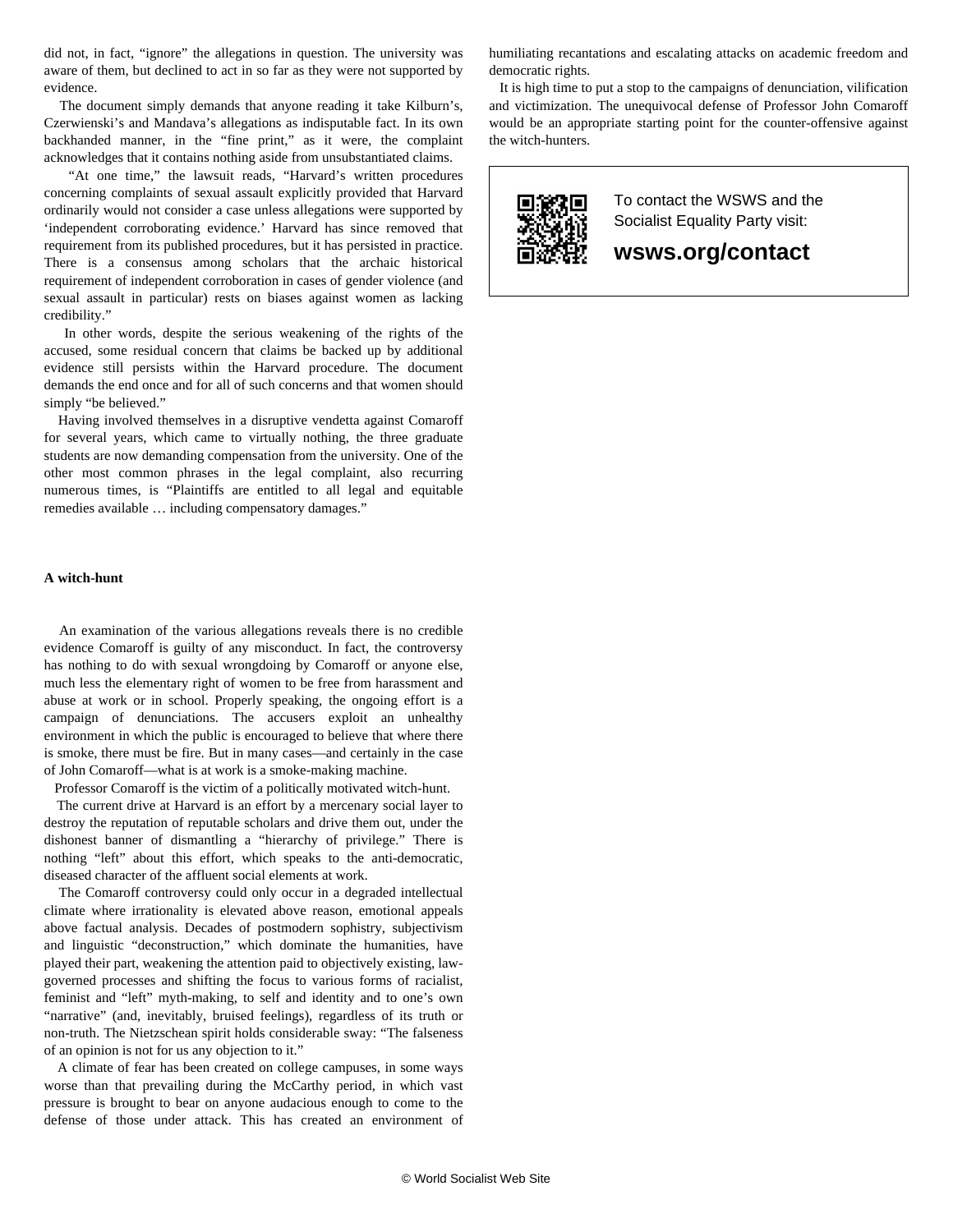did not, in fact, "ignore" the allegations in question. The university was aware of them, but declined to act in so far as they were not supported by evidence.

The document simply demands that anyone reading it take Kilburn's, Czerwienski's and Mandava's allegations as indisputable fact. In its own backhanded manner, in the "fine print," as it were, the complaint acknowledges that it contains nothing aside from unsubstantiated claims.

"At one time," the lawsuit reads, "Harvard's written procedures concerning complaints of sexual assault explicitly provided that Harvard ordinarily would not consider a case unless allegations were supported by 'independent corroborating evidence.' Harvard has since removed that requirement from its published procedures, but it has persisted in practice. There is a consensus among scholars that the archaic historical requirement of independent corroboration in cases of gender violence (and sexual assault in particular) rests on biases against women as lacking credibility."

In other words, despite the serious weakening of the rights of the accused, some residual concern that claims be backed up by additional evidence still persists within the Harvard procedure. The document demands the end once and for all of such concerns and that women should simply "be believed."

Having involved themselves in a disruptive vendetta against Comaroff for several years, which came to virtually nothing, the three graduate students are now demanding compensation from the university. One of the other most common phrases in the legal complaint, also recurring numerous times, is "Plaintiffs are entitled to all legal and equitable remedies available … including compensatory damages."

**A witch-hunt**

An examination of the various allegations reveals there is no credible evidence Comaroff is guilty of any misconduct. In fact, the controversy has nothing to do with sexual wrongdoing by Comaroff or anyone else, much less the elementary right of women to be free from harassment and abuse at work or in school. Properly speaking, the ongoing effort is a campaign of denunciations. The accusers exploit an unhealthy environment in which the public is encouraged to believe that where there is smoke, there must be fire. But in many cases—and certainly in the case of John Comaroff—what is at work is a smoke-making machine.

Professor Comaroff is the victim of a politically motivated witch-hunt.

The current drive at Harvard is an effort by a mercenary social layer to destroy the reputation of reputable scholars and drive them out, under the dishonest banner of dismantling a "hierarchy of privilege." There is nothing "left" about this effort, which speaks to the anti-democratic, diseased character of the affluent social elements at work.

The Comaroff controversy could only occur in a degraded intellectual climate where irrationality is elevated above reason, emotional appeals above factual analysis. Decades of postmodern sophistry, subjectivism and linguistic "deconstruction," which dominate the humanities, have played their part, weakening the attention paid to objectively existing, law-governed processes and shifting the focus to various forms of racialist, feminist and "left" myth-making, to self and identity and to one's own "narrative" (and, inevitably, bruised feelings), regardless of its truth or non-truth. The Nietzschean spirit holds considerable sway: "The falseness of an opinion is not for us any objection to it."

A climate of fear has been created on college campuses, in some ways worse than that prevailing during the McCarthy period, in which vast pressure is brought to bear on anyone audacious enough to come to the defense of those under attack. This has created an environment of humiliating recantations and escalating attacks on academic freedom and democratic rights.

It is high time to put a stop to the campaigns of denunciation, vilification and victimization. The unequivocal defense of Professor John Comaroff would be an appropriate starting point for the counter-offensive against the witch-hunters.

To contact the WSWS and the Socialist Equality Party visit:

**wsws.org/contact**